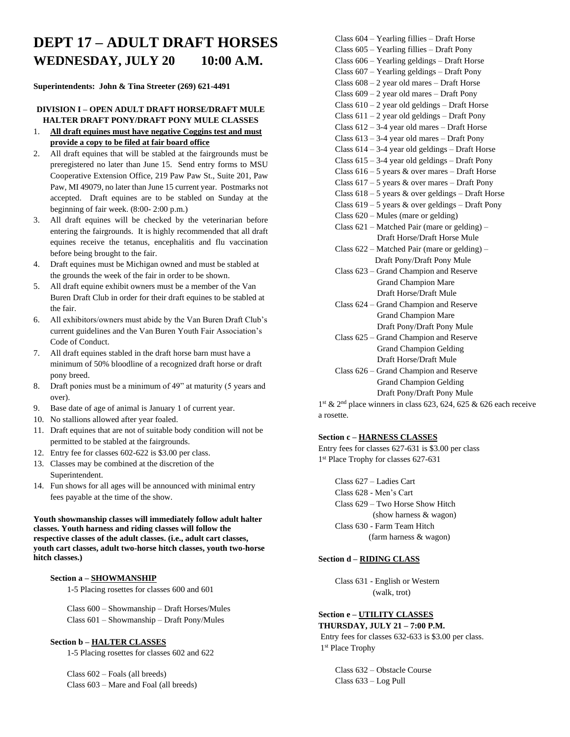# DEPT 17 – ADULT DRAFT HORSES

## WEDNESDAY, JULY 20 10:00 A.M.

**Superintendents: John & Tina Streeter (269) 621-4491**

**DIVISION I – OPEN ADULT DRAFT HORSE/DRAFT MULE HALTER DRAFT PONY/DRAFT PONY MULE CLASSES**

1. **All draft equines must have negative Coggins test and must provide a copy to be filed at fair board office**
2. All draft equines that will be stabled at the fairgrounds must be preregistered no later than June 15. Send entry forms to MSU Cooperative Extension Office, 219 Paw Paw St., Suite 201, Paw Paw, MI 49079, no later than June 15 current year. Postmarks not accepted. Draft equines are to be stabled on Sunday at the beginning of fair week. (8:00- 2:00 p.m.)
3. All draft equines will be checked by the veterinarian before entering the fairgrounds. It is highly recommended that all draft equines receive the tetanus, encephalitis and flu vaccination before being brought to the fair.
4. Draft equines must be Michigan owned and must be stabled at the grounds the week of the fair in order to be shown.
5. All draft equine exhibit owners must be a member of the Van Buren Draft Club in order for their draft equines to be stabled at the fair.
6. All exhibitors/owners must abide by the Van Buren Draft Club's current guidelines and the Van Buren Youth Fair Association's Code of Conduct.
7. All draft equines stabled in the draft horse barn must have a minimum of 50% bloodline of a recognized draft horse or draft pony breed.
8. Draft ponies must be a minimum of 49" at maturity (5 years and over).
9. Base date of age of animal is January 1 of current year.
10. No stallions allowed after year foaled.
11. Draft equines that are not of suitable body condition will not be permitted to be stabled at the fairgrounds.
12. Entry fee for classes 602-622 is $3.00 per class.
13. Classes may be combined at the discretion of the Superintendent.
14. Fun shows for all ages will be announced with minimal entry fees payable at the time of the show.

**Youth showmanship classes will immediately follow adult halter classes. Youth harness and riding classes will follow the respective classes of the adult classes. (i.e., adult cart classes, youth cart classes, adult two-horse hitch classes, youth two-horse hitch classes.)**

**Section a – SHOWMANSHIP**

1-5 Placing rosettes for classes 600 and 601

Class 600 – Showmanship – Draft Horses/Mules
Class 601 – Showmanship – Draft Pony/Mules

**Section b – HALTER CLASSES**

1-5 Placing rosettes for classes 602 and 622

Class 602 – Foals (all breeds)
Class 603 – Mare and Foal (all breeds)
Class 604 – Yearling fillies – Draft Horse
Class 605 – Yearling fillies – Draft Pony
Class 606 – Yearling geldings – Draft Horse
Class 607 – Yearling geldings – Draft Pony
Class 608 – 2 year old mares – Draft Horse
Class 609 – 2 year old mares – Draft Pony
Class 610 – 2 year old geldings – Draft Horse
Class 611 – 2 year old geldings – Draft Pony
Class 612 – 3-4 year old mares – Draft Horse
Class 613 – 3-4 year old mares – Draft Pony
Class 614 – 3-4 year old geldings – Draft Horse
Class 615 – 3-4 year old geldings – Draft Pony
Class 616 – 5 years & over mares – Draft Horse
Class 617 – 5 years & over mares – Draft Pony
Class 618 – 5 years & over geldings – Draft Horse
Class 619 – 5 years & over geldings – Draft Pony
Class 620 – Mules (mare or gelding)
Class 621 – Matched Pair (mare or gelding) – Draft Horse/Draft Horse Mule
Class 622 – Matched Pair (mare or gelding) – Draft Pony/Draft Pony Mule
Class 623 – Grand Champion and Reserve Grand Champion Mare Draft Horse/Draft Mule
Class 624 – Grand Champion and Reserve Grand Champion Mare Draft Pony/Draft Pony Mule
Class 625 – Grand Champion and Reserve Grand Champion Gelding Draft Horse/Draft Mule
Class 626 – Grand Champion and Reserve Grand Champion Gelding Draft Pony/Draft Pony Mule

1st & 2nd place winners in class 623, 624, 625 & 626 each receive a rosette.

**Section c – HARNESS CLASSES**

Entry fees for classes 627-631 is $3.00 per class
1st Place Trophy for classes 627-631

Class 627 – Ladies Cart
Class 628 - Men's Cart
Class 629 – Two Horse Show Hitch (show harness & wagon)
Class 630 - Farm Team Hitch (farm harness & wagon)

**Section d – RIDING CLASS**

Class 631 - English or Western (walk, trot)

**Section e – UTILITY CLASSES**
**THURSDAY, JULY 21 – 7:00 P.M.**

Entry fees for classes 632-633 is $3.00 per class.
1st Place Trophy

Class 632 – Obstacle Course
Class 633 – Log Pull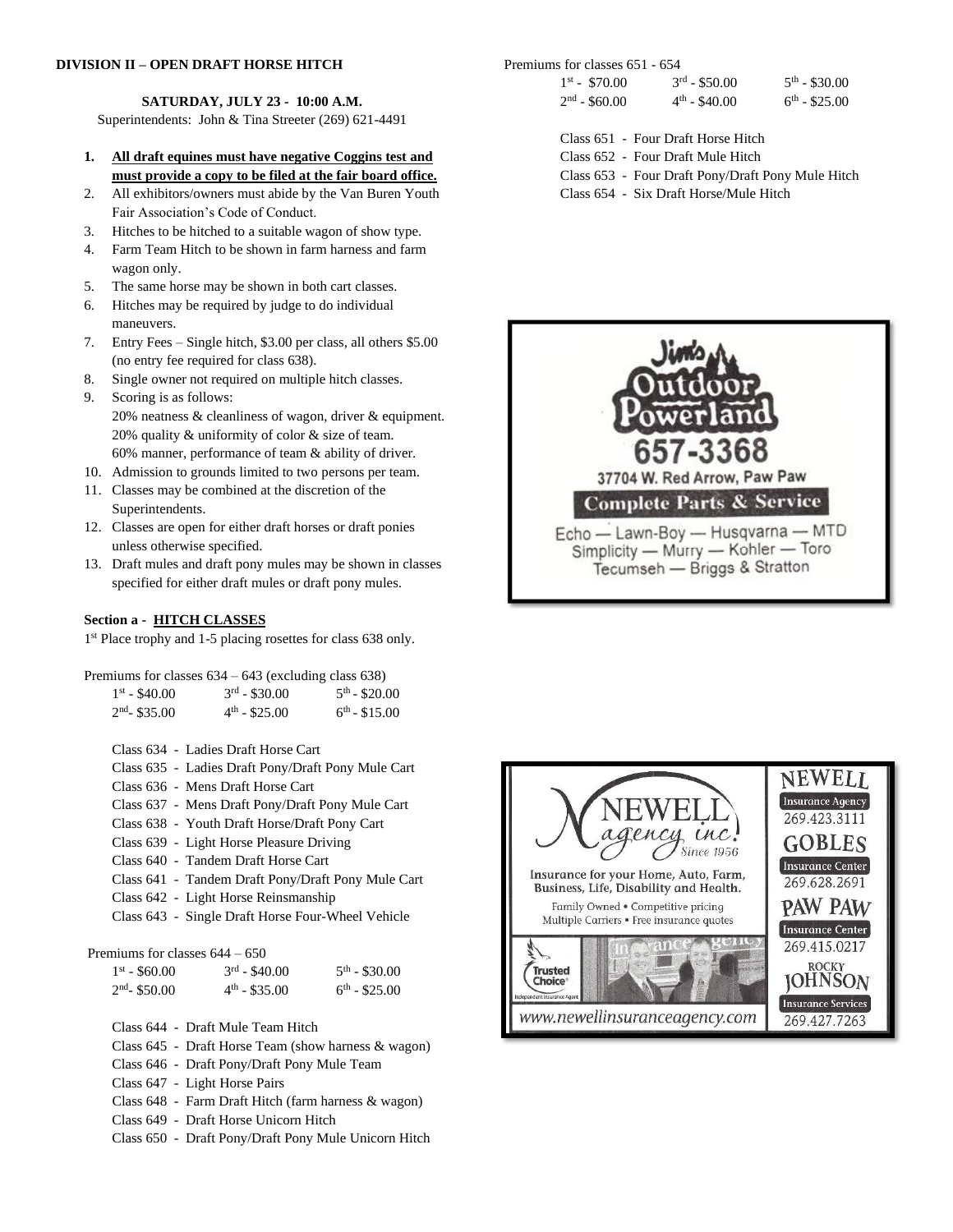**DIVISION II – OPEN DRAFT HORSE HITCH**

**SATURDAY, JULY 23 - 10:00 A.M.**

Superintendents: John & Tina Streeter (269) 621-4491

1. **All draft equines must have negative Coggins test and must provide a copy to be filed at the fair board office.**
2. All exhibitors/owners must abide by the Van Buren Youth Fair Association's Code of Conduct.
3. Hitches to be hitched to a suitable wagon of show type.
4. Farm Team Hitch to be shown in farm harness and farm wagon only.
5. The same horse may be shown in both cart classes.
6. Hitches may be required by judge to do individual maneuvers.
7. Entry Fees – Single hitch, $3.00 per class, all others $5.00 (no entry fee required for class 638).
8. Single owner not required on multiple hitch classes.
9. Scoring is as follows:
   20% neatness & cleanliness of wagon, driver & equipment.
   20% quality & uniformity of color & size of team.
   60% manner, performance of team & ability of driver.
10. Admission to grounds limited to two persons per team.
11. Classes may be combined at the discretion of the Superintendents.
12. Classes are open for either draft horses or draft ponies unless otherwise specified.
13. Draft mules and draft pony mules may be shown in classes specified for either draft mules or draft pony mules.

**Section a - HITCH CLASSES**

1st Place trophy and 1-5 placing rosettes for class 638 only.

Premiums for classes 634 – 643 (excluding class 638)

| | | |
|---|---|---|
| 1st - $40.00 | 3rd - $30.00 | 5th - $20.00 |
| 2nd- $35.00 | 4th - $25.00 | 6th - $15.00 |

Class 634 - Ladies Draft Horse Cart
Class 635 - Ladies Draft Pony/Draft Pony Mule Cart
Class 636 - Mens Draft Horse Cart
Class 637 - Mens Draft Pony/Draft Pony Mule Cart
Class 638 - Youth Draft Horse/Draft Pony Cart
Class 639 - Light Horse Pleasure Driving
Class 640 - Tandem Draft Horse Cart
Class 641 - Tandem Draft Pony/Draft Pony Mule Cart
Class 642 - Light Horse Reinsmanship
Class 643 - Single Draft Horse Four-Wheel Vehicle

Premiums for classes 644 – 650

| | | |
|---|---|---|
| 1st - $60.00 | 3rd - $40.00 | 5th - $30.00 |
| 2nd- $50.00 | 4th - $35.00 | 6th - $25.00 |

Class 644 - Draft Mule Team Hitch
Class 645 - Draft Horse Team (show harness & wagon)
Class 646 - Draft Pony/Draft Pony Mule Team
Class 647 - Light Horse Pairs
Class 648 - Farm Draft Hitch (farm harness & wagon)
Class 649 - Draft Horse Unicorn Hitch
Class 650 - Draft Pony/Draft Pony Mule Unicorn Hitch

Premiums for classes 651 - 654

| | | |
|---|---|---|
| 1st - $70.00 | 3rd - $50.00 | 5th - $30.00 |
| 2nd - $60.00 | 4th - $40.00 | 6th - $25.00 |

Class 651 - Four Draft Horse Hitch
Class 652 - Four Draft Mule Hitch
Class 653 - Four Draft Pony/Draft Pony Mule Hitch
Class 654 - Six Draft Horse/Mule Hitch

Jim's Outdoor Powerland
657-3368
37704 W. Red Arrow, Paw Paw
Complete Parts & Service
Echo — Lawn-Boy — Husqvarna — MTD
Simplicity — Murry — Kohler — Toro
Tecumseh — Briggs & Stratton

NEWELL agency inc. Since 1956
Insurance for your Home, Auto, Farm, Business, Life, Disability and Health.
Family Owned • Competitive pricing
Multiple Carriers • Free insurance quotes
Trusted Choice
www.newellinsuranceagency.com

NEWELL Insurance Agency 269.423.3111
GOBLES Insurance Center 269.628.2691
PAW PAW Insurance Center 269.415.0217
ROCKY JOHNSON Insurance Services 269.427.7263